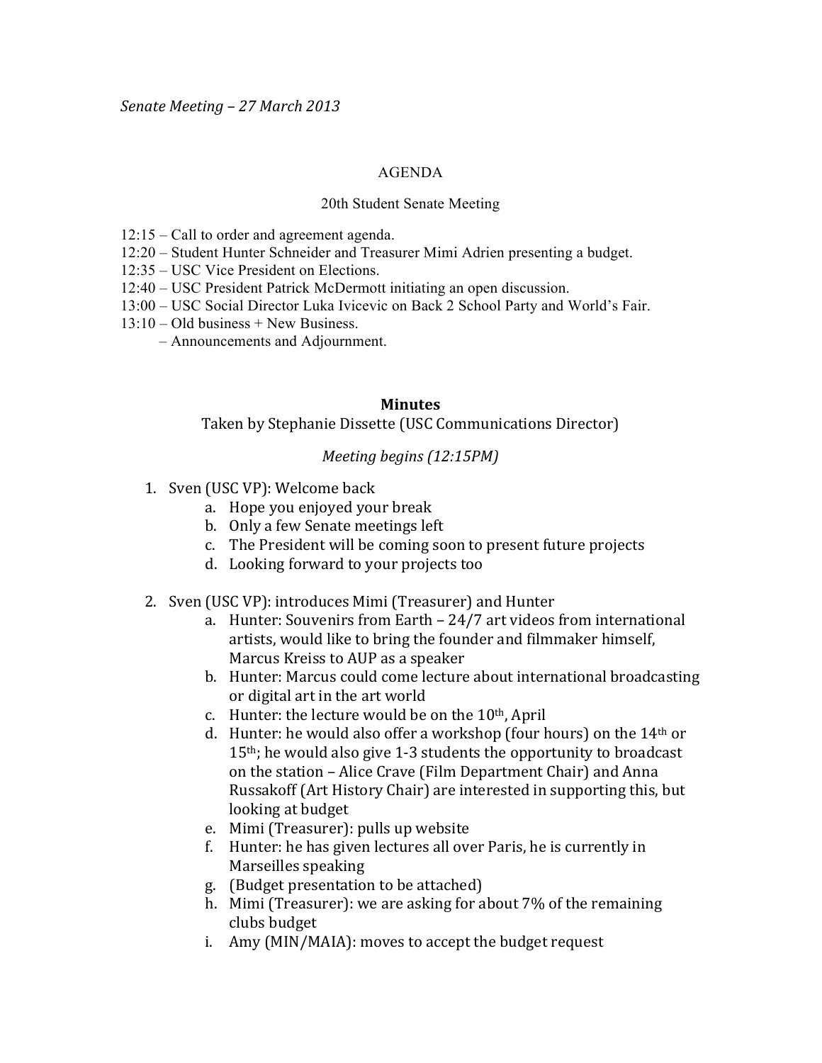*Senate Meeting – 27 March 2013*

AGENDA

20th Student Senate Meeting

12:15 – Call to order and agreement agenda.
12:20 – Student Hunter Schneider and Treasurer Mimi Adrien presenting a budget.
12:35 – USC Vice President on Elections.
12:40 – USC President Patrick McDermott initiating an open discussion.
13:00 – USC Social Director Luka Ivicevic on Back 2 School Party and World's Fair.
13:10 – Old business + New Business.
– Announcements and Adjournment.

## Minutes

Taken by Stephanie Dissette (USC Communications Director)

*Meeting begins (12:15PM)*

1. Sven (USC VP): Welcome back
    a. Hope you enjoyed your break
    b. Only a few Senate meetings left
    c. The President will be coming soon to present future projects
    d. Looking forward to your projects too

2. Sven (USC VP): introduces Mimi (Treasurer) and Hunter
    a. Hunter: Souvenirs from Earth – 24/7 art videos from international artists, would like to bring the founder and filmmaker himself, Marcus Kreiss to AUP as a speaker
    b. Hunter: Marcus could come lecture about international broadcasting or digital art in the art world
    c. Hunter: the lecture would be on the 10th, April
    d. Hunter: he would also offer a workshop (four hours) on the 14th or 15th; he would also give 1-3 students the opportunity to broadcast on the station – Alice Crave (Film Department Chair) and Anna Russakoff (Art History Chair) are interested in supporting this, but looking at budget
    e. Mimi (Treasurer): pulls up website
    f. Hunter: he has given lectures all over Paris, he is currently in Marseilles speaking
    g. (Budget presentation to be attached)
    h. Mimi (Treasurer): we are asking for about 7% of the remaining clubs budget
    i. Amy (MIN/MAIA): moves to accept the budget request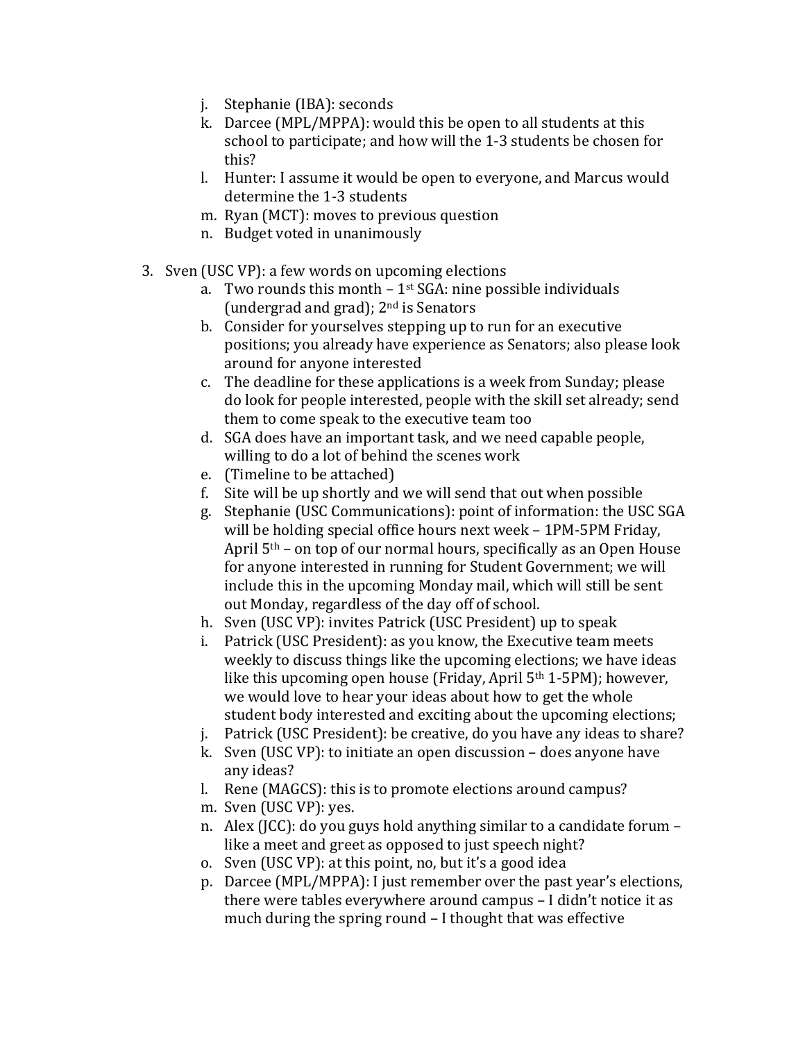j. Stephanie (IBA): seconds
k. Darcee (MPL/MPPA): would this be open to all students at this school to participate; and how will the 1-3 students be chosen for this?
l. Hunter: I assume it would be open to everyone, and Marcus would determine the 1-3 students
m. Ryan (MCT): moves to previous question
n. Budget voted in unanimously

3. Sven (USC VP): a few words on upcoming elections
    a. Two rounds this month – 1st SGA: nine possible individuals (undergrad and grad); 2nd is Senators
    b. Consider for yourselves stepping up to run for an executive positions; you already have experience as Senators; also please look around for anyone interested
    c. The deadline for these applications is a week from Sunday; please do look for people interested, people with the skill set already; send them to come speak to the executive team too
    d. SGA does have an important task, and we need capable people, willing to do a lot of behind the scenes work
    e. (Timeline to be attached)
    f. Site will be up shortly and we will send that out when possible
    g. Stephanie (USC Communications): point of information: the USC SGA will be holding special office hours next week – 1PM-5PM Friday, April 5th – on top of our normal hours, specifically as an Open House for anyone interested in running for Student Government; we will include this in the upcoming Monday mail, which will still be sent out Monday, regardless of the day off of school.
    h. Sven (USC VP): invites Patrick (USC President) up to speak
    i. Patrick (USC President): as you know, the Executive team meets weekly to discuss things like the upcoming elections; we have ideas like this upcoming open house (Friday, April 5th 1-5PM); however, we would love to hear your ideas about how to get the whole student body interested and exciting about the upcoming elections;
    j. Patrick (USC President): be creative, do you have any ideas to share?
    k. Sven (USC VP): to initiate an open discussion – does anyone have any ideas?
    l. Rene (MAGCS): this is to promote elections around campus?
    m. Sven (USC VP): yes.
    n. Alex (JCC): do you guys hold anything similar to a candidate forum – like a meet and greet as opposed to just speech night?
    o. Sven (USC VP): at this point, no, but it's a good idea
    p. Darcee (MPL/MPPA): I just remember over the past year's elections, there were tables everywhere around campus – I didn't notice it as much during the spring round – I thought that was effective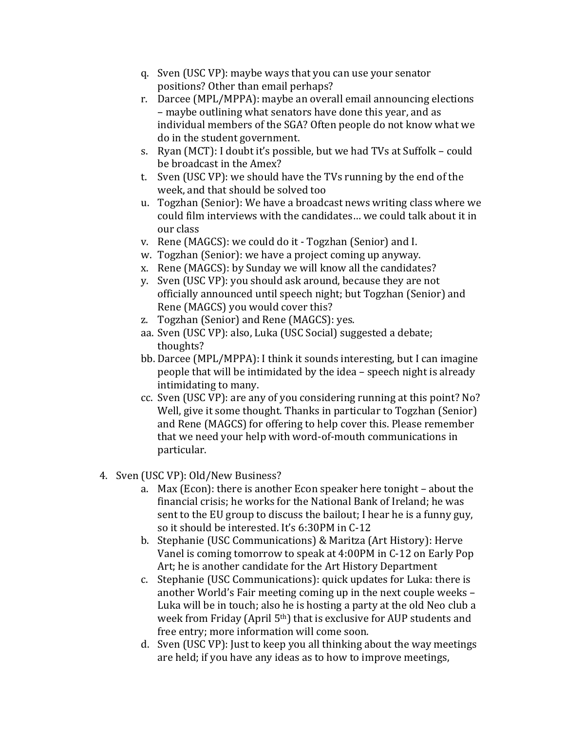q. Sven (USC VP): maybe ways that you can use your senator positions? Other than email perhaps?
r. Darcee (MPL/MPPA): maybe an overall email announcing elections – maybe outlining what senators have done this year, and as individual members of the SGA? Often people do not know what we do in the student government.
s. Ryan (MCT): I doubt it's possible, but we had TVs at Suffolk – could be broadcast in the Amex?
t. Sven (USC VP): we should have the TVs running by the end of the week, and that should be solved too
u. Togzhan (Senior): We have a broadcast news writing class where we could film interviews with the candidates… we could talk about it in our class
v. Rene (MAGCS): we could do it - Togzhan (Senior) and I.
w. Togzhan (Senior): we have a project coming up anyway.
x. Rene (MAGCS): by Sunday we will know all the candidates?
y. Sven (USC VP): you should ask around, because they are not officially announced until speech night; but Togzhan (Senior) and Rene (MAGCS) you would cover this?
z. Togzhan (Senior) and Rene (MAGCS): yes.
aa. Sven (USC VP): also, Luka (USC Social) suggested a debate; thoughts?
bb. Darcee (MPL/MPPA): I think it sounds interesting, but I can imagine people that will be intimidated by the idea – speech night is already intimidating to many.
cc. Sven (USC VP): are any of you considering running at this point? No? Well, give it some thought. Thanks in particular to Togzhan (Senior) and Rene (MAGCS) for offering to help cover this. Please remember that we need your help with word-of-mouth communications in particular.

4. Sven (USC VP): Old/New Business?
    a. Max (Econ): there is another Econ speaker here tonight – about the financial crisis; he works for the National Bank of Ireland; he was sent to the EU group to discuss the bailout; I hear he is a funny guy, so it should be interested. It's 6:30PM in C-12
    b. Stephanie (USC Communications) & Maritza (Art History): Herve Vanel is coming tomorrow to speak at 4:00PM in C-12 on Early Pop Art; he is another candidate for the Art History Department
    c. Stephanie (USC Communications): quick updates for Luka: there is another World's Fair meeting coming up in the next couple weeks – Luka will be in touch; also he is hosting a party at the old Neo club a week from Friday (April 5th) that is exclusive for AUP students and free entry; more information will come soon.
    d. Sven (USC VP): Just to keep you all thinking about the way meetings are held; if you have any ideas as to how to improve meetings,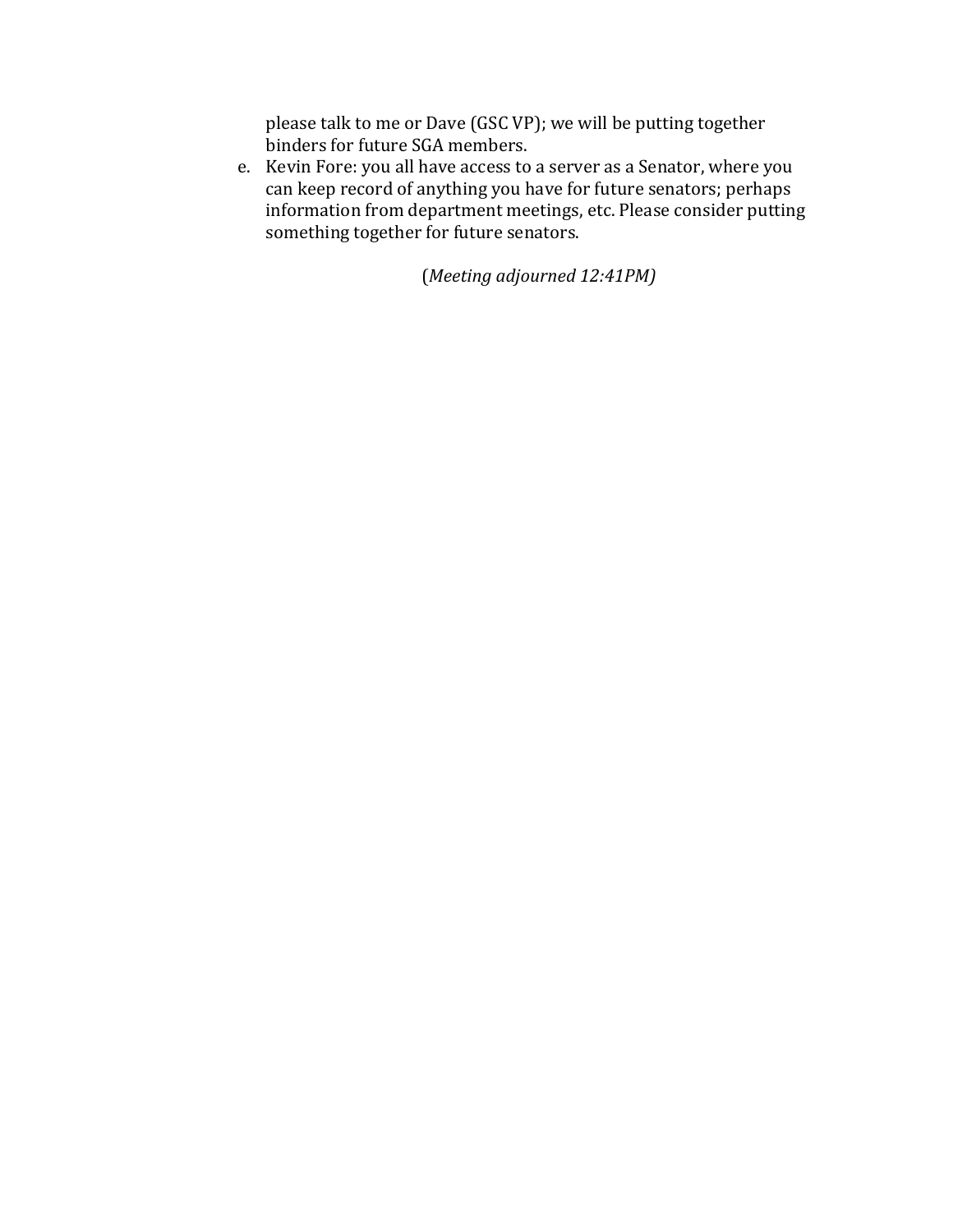please talk to me or Dave (GSC VP); we will be putting together binders for future SGA members.

e. Kevin Fore: you all have access to a server as a Senator, where you can keep record of anything you have for future senators; perhaps information from department meetings, etc. Please consider putting something together for future senators.

(*Meeting adjourned 12:41PM)*